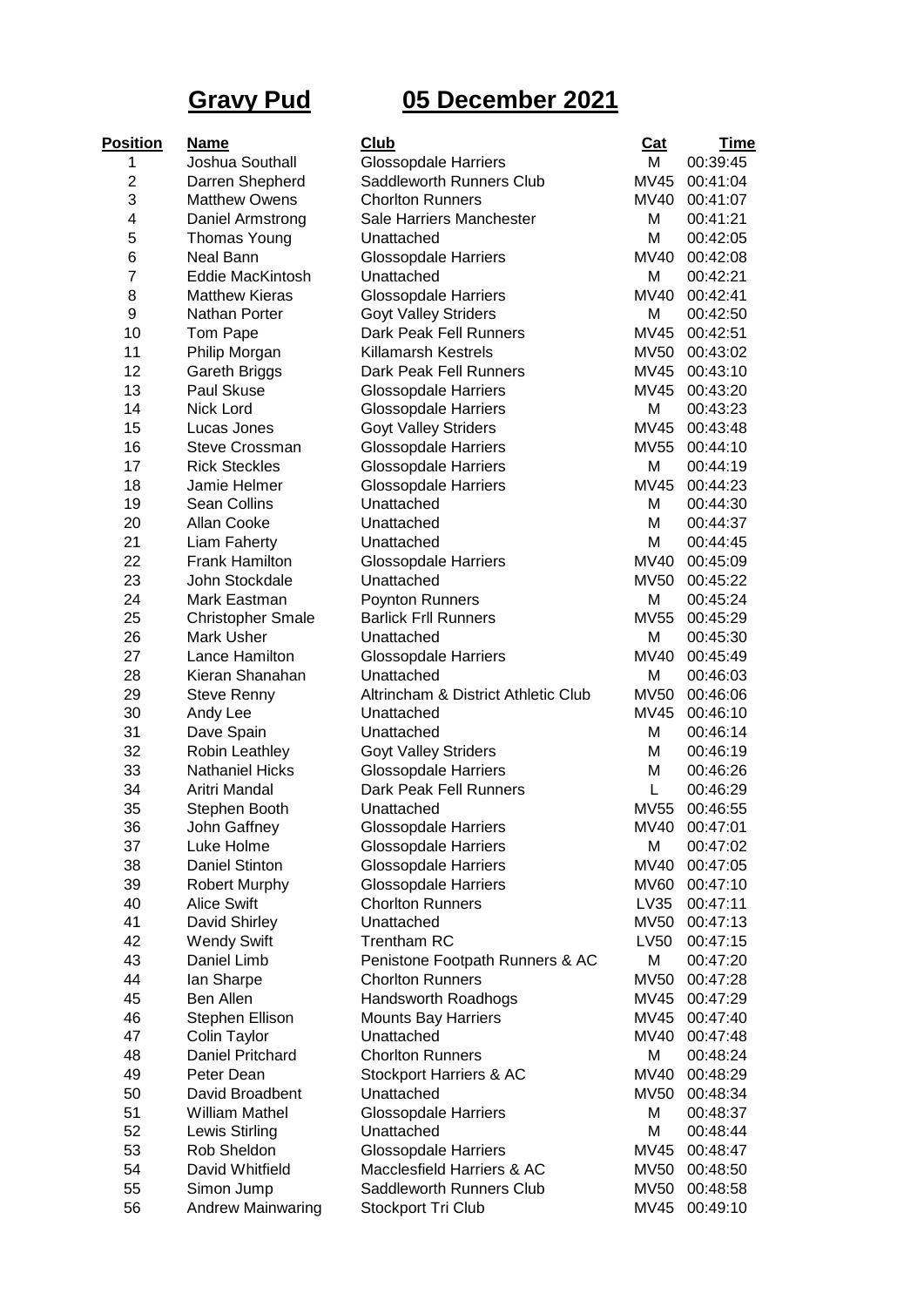# Gravy Pud 05 December 2021

| Position | Name | Club | Cat | Time |
|---|---|---|---|---|
| 1 | Joshua Southall | Glossopdale Harriers | M | 00:39:45 |
| 2 | Darren Shepherd | Saddleworth Runners Club | MV45 | 00:41:04 |
| 3 | Matthew Owens | Chorlton Runners | MV40 | 00:41:07 |
| 4 | Daniel Armstrong | Sale Harriers Manchester | M | 00:41:21 |
| 5 | Thomas Young | Unattached | M | 00:42:05 |
| 6 | Neal Bann | Glossopdale Harriers | MV40 | 00:42:08 |
| 7 | Eddie MacKintosh | Unattached | M | 00:42:21 |
| 8 | Matthew Kieras | Glossopdale Harriers | MV40 | 00:42:41 |
| 9 | Nathan Porter | Goyt Valley Striders | M | 00:42:50 |
| 10 | Tom Pape | Dark Peak Fell Runners | MV45 | 00:42:51 |
| 11 | Philip Morgan | Killamarsh Kestrels | MV50 | 00:43:02 |
| 12 | Gareth Briggs | Dark Peak Fell Runners | MV45 | 00:43:10 |
| 13 | Paul Skuse | Glossopdale Harriers | MV45 | 00:43:20 |
| 14 | Nick Lord | Glossopdale Harriers | M | 00:43:23 |
| 15 | Lucas Jones | Goyt Valley Striders | MV45 | 00:43:48 |
| 16 | Steve Crossman | Glossopdale Harriers | MV55 | 00:44:10 |
| 17 | Rick Steckles | Glossopdale Harriers | M | 00:44:19 |
| 18 | Jamie Helmer | Glossopdale Harriers | MV45 | 00:44:23 |
| 19 | Sean Collins | Unattached | M | 00:44:30 |
| 20 | Allan Cooke | Unattached | M | 00:44:37 |
| 21 | Liam Faherty | Unattached | M | 00:44:45 |
| 22 | Frank Hamilton | Glossopdale Harriers | MV40 | 00:45:09 |
| 23 | John Stockdale | Unattached | MV50 | 00:45:22 |
| 24 | Mark Eastman | Poynton Runners | M | 00:45:24 |
| 25 | Christopher Smale | Barlick Frll Runners | MV55 | 00:45:29 |
| 26 | Mark Usher | Unattached | M | 00:45:30 |
| 27 | Lance Hamilton | Glossopdale Harriers | MV40 | 00:45:49 |
| 28 | Kieran Shanahan | Unattached | M | 00:46:03 |
| 29 | Steve Renny | Altrincham & District Athletic Club | MV50 | 00:46:06 |
| 30 | Andy Lee | Unattached | MV45 | 00:46:10 |
| 31 | Dave Spain | Unattached | M | 00:46:14 |
| 32 | Robin Leathley | Goyt Valley Striders | M | 00:46:19 |
| 33 | Nathaniel Hicks | Glossopdale Harriers | M | 00:46:26 |
| 34 | Aritri Mandal | Dark Peak Fell Runners | L | 00:46:29 |
| 35 | Stephen Booth | Unattached | MV55 | 00:46:55 |
| 36 | John Gaffney | Glossopdale Harriers | MV40 | 00:47:01 |
| 37 | Luke Holme | Glossopdale Harriers | M | 00:47:02 |
| 38 | Daniel Stinton | Glossopdale Harriers | MV40 | 00:47:05 |
| 39 | Robert Murphy | Glossopdale Harriers | MV60 | 00:47:10 |
| 40 | Alice Swift | Chorlton Runners | LV35 | 00:47:11 |
| 41 | David Shirley | Unattached | MV50 | 00:47:13 |
| 42 | Wendy Swift | Trentham RC | LV50 | 00:47:15 |
| 43 | Daniel Limb | Penistone Footpath Runners & AC | M | 00:47:20 |
| 44 | Ian Sharpe | Chorlton Runners | MV50 | 00:47:28 |
| 45 | Ben Allen | Handsworth Roadhogs | MV45 | 00:47:29 |
| 46 | Stephen Ellison | Mounts Bay Harriers | MV45 | 00:47:40 |
| 47 | Colin Taylor | Unattached | MV40 | 00:47:48 |
| 48 | Daniel Pritchard | Chorlton Runners | M | 00:48:24 |
| 49 | Peter Dean | Stockport Harriers & AC | MV40 | 00:48:29 |
| 50 | David Broadbent | Unattached | MV50 | 00:48:34 |
| 51 | William Mathel | Glossopdale Harriers | M | 00:48:37 |
| 52 | Lewis Stirling | Unattached | M | 00:48:44 |
| 53 | Rob Sheldon | Glossopdale Harriers | MV45 | 00:48:47 |
| 54 | David Whitfield | Macclesfield Harriers & AC | MV50 | 00:48:50 |
| 55 | Simon Jump | Saddleworth Runners Club | MV50 | 00:48:58 |
| 56 | Andrew Mainwaring | Stockport Tri Club | MV45 | 00:49:10 |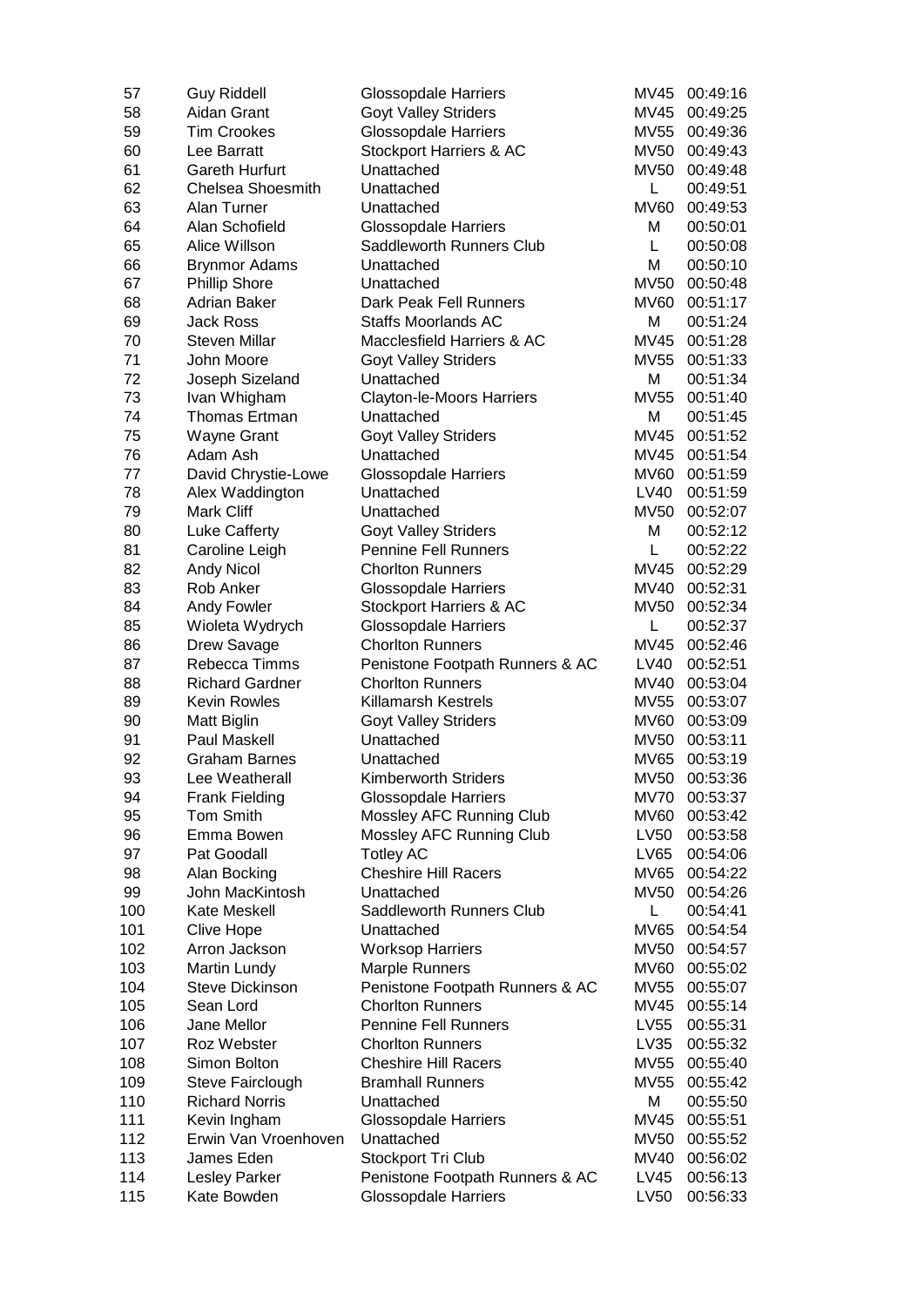| | | | | |
|---|---|---|---|---|
| 57 | Guy Riddell | Glossopdale Harriers | MV45 | 00:49:16 |
| 58 | Aidan Grant | Goyt Valley Striders | MV45 | 00:49:25 |
| 59 | Tim Crookes | Glossopdale Harriers | MV55 | 00:49:36 |
| 60 | Lee Barratt | Stockport Harriers & AC | MV50 | 00:49:43 |
| 61 | Gareth Hurfurt | Unattached | MV50 | 00:49:48 |
| 62 | Chelsea Shoesmith | Unattached | L | 00:49:51 |
| 63 | Alan Turner | Unattached | MV60 | 00:49:53 |
| 64 | Alan Schofield | Glossopdale Harriers | M | 00:50:01 |
| 65 | Alice Willson | Saddleworth Runners Club | L | 00:50:08 |
| 66 | Brynmor Adams | Unattached | M | 00:50:10 |
| 67 | Phillip Shore | Unattached | MV50 | 00:50:48 |
| 68 | Adrian Baker | Dark Peak Fell Runners | MV60 | 00:51:17 |
| 69 | Jack Ross | Staffs Moorlands AC | M | 00:51:24 |
| 70 | Steven Millar | Macclesfield Harriers & AC | MV45 | 00:51:28 |
| 71 | John Moore | Goyt Valley Striders | MV55 | 00:51:33 |
| 72 | Joseph Sizeland | Unattached | M | 00:51:34 |
| 73 | Ivan Whigham | Clayton-le-Moors Harriers | MV55 | 00:51:40 |
| 74 | Thomas Ertman | Unattached | M | 00:51:45 |
| 75 | Wayne Grant | Goyt Valley Striders | MV45 | 00:51:52 |
| 76 | Adam Ash | Unattached | MV45 | 00:51:54 |
| 77 | David Chrystie-Lowe | Glossopdale Harriers | MV60 | 00:51:59 |
| 78 | Alex Waddington | Unattached | LV40 | 00:51:59 |
| 79 | Mark Cliff | Unattached | MV50 | 00:52:07 |
| 80 | Luke Cafferty | Goyt Valley Striders | M | 00:52:12 |
| 81 | Caroline Leigh | Pennine Fell Runners | L | 00:52:22 |
| 82 | Andy Nicol | Chorlton Runners | MV45 | 00:52:29 |
| 83 | Rob Anker | Glossopdale Harriers | MV40 | 00:52:31 |
| 84 | Andy Fowler | Stockport Harriers & AC | MV50 | 00:52:34 |
| 85 | Wioleta Wydrych | Glossopdale Harriers | L | 00:52:37 |
| 86 | Drew Savage | Chorlton Runners | MV45 | 00:52:46 |
| 87 | Rebecca Timms | Penistone Footpath Runners & AC | LV40 | 00:52:51 |
| 88 | Richard Gardner | Chorlton Runners | MV40 | 00:53:04 |
| 89 | Kevin Rowles | Killamarsh Kestrels | MV55 | 00:53:07 |
| 90 | Matt Biglin | Goyt Valley Striders | MV60 | 00:53:09 |
| 91 | Paul Maskell | Unattached | MV50 | 00:53:11 |
| 92 | Graham Barnes | Unattached | MV65 | 00:53:19 |
| 93 | Lee Weatherall | Kimberworth Striders | MV50 | 00:53:36 |
| 94 | Frank Fielding | Glossopdale Harriers | MV70 | 00:53:37 |
| 95 | Tom Smith | Mossley AFC Running Club | MV60 | 00:53:42 |
| 96 | Emma Bowen | Mossley AFC Running Club | LV50 | 00:53:58 |
| 97 | Pat Goodall | Totley AC | LV65 | 00:54:06 |
| 98 | Alan Bocking | Cheshire Hill Racers | MV65 | 00:54:22 |
| 99 | John MacKintosh | Unattached | MV50 | 00:54:26 |
| 100 | Kate Meskell | Saddleworth Runners Club | L | 00:54:41 |
| 101 | Clive Hope | Unattached | MV65 | 00:54:54 |
| 102 | Arron Jackson | Worksop Harriers | MV50 | 00:54:57 |
| 103 | Martin Lundy | Marple Runners | MV60 | 00:55:02 |
| 104 | Steve Dickinson | Penistone Footpath Runners & AC | MV55 | 00:55:07 |
| 105 | Sean Lord | Chorlton Runners | MV45 | 00:55:14 |
| 106 | Jane Mellor | Pennine Fell Runners | LV55 | 00:55:31 |
| 107 | Roz Webster | Chorlton Runners | LV35 | 00:55:32 |
| 108 | Simon Bolton | Cheshire Hill Racers | MV55 | 00:55:40 |
| 109 | Steve Fairclough | Bramhall Runners | MV55 | 00:55:42 |
| 110 | Richard Norris | Unattached | M | 00:55:50 |
| 111 | Kevin Ingham | Glossopdale Harriers | MV45 | 00:55:51 |
| 112 | Erwin Van Vroenhoven | Unattached | MV50 | 00:55:52 |
| 113 | James Eden | Stockport Tri Club | MV40 | 00:56:02 |
| 114 | Lesley Parker | Penistone Footpath Runners & AC | LV45 | 00:56:13 |
| 115 | Kate Bowden | Glossopdale Harriers | LV50 | 00:56:33 |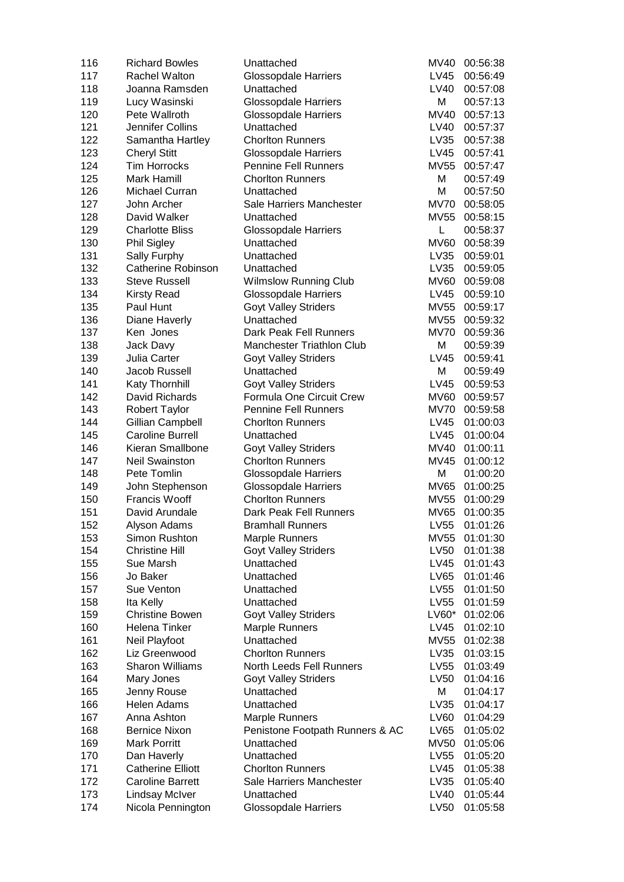| | | | | |
|---|---|---|---|---|
| 116 | Richard Bowles | Unattached | MV40 | 00:56:38 |
| 117 | Rachel Walton | Glossopdale Harriers | LV45 | 00:56:49 |
| 118 | Joanna Ramsden | Unattached | LV40 | 00:57:08 |
| 119 | Lucy Wasinski | Glossopdale Harriers | M | 00:57:13 |
| 120 | Pete Wallroth | Glossopdale Harriers | MV40 | 00:57:13 |
| 121 | Jennifer Collins | Unattached | LV40 | 00:57:37 |
| 122 | Samantha Hartley | Chorlton Runners | LV35 | 00:57:38 |
| 123 | Cheryl Stitt | Glossopdale Harriers | LV45 | 00:57:41 |
| 124 | Tim Horrocks | Pennine Fell Runners | MV55 | 00:57:47 |
| 125 | Mark Hamill | Chorlton Runners | M | 00:57:49 |
| 126 | Michael Curran | Unattached | M | 00:57:50 |
| 127 | John Archer | Sale Harriers Manchester | MV70 | 00:58:05 |
| 128 | David Walker | Unattached | MV55 | 00:58:15 |
| 129 | Charlotte Bliss | Glossopdale Harriers | L | 00:58:37 |
| 130 | Phil Sigley | Unattached | MV60 | 00:58:39 |
| 131 | Sally Furphy | Unattached | LV35 | 00:59:01 |
| 132 | Catherine Robinson | Unattached | LV35 | 00:59:05 |
| 133 | Steve Russell | Wilmslow Running Club | MV60 | 00:59:08 |
| 134 | Kirsty Read | Glossopdale Harriers | LV45 | 00:59:10 |
| 135 | Paul Hunt | Goyt Valley Striders | MV55 | 00:59:17 |
| 136 | Diane Haverly | Unattached | MV55 | 00:59:32 |
| 137 | Ken Jones | Dark Peak Fell Runners | MV70 | 00:59:36 |
| 138 | Jack Davy | Manchester Triathlon Club | M | 00:59:39 |
| 139 | Julia Carter | Goyt Valley Striders | LV45 | 00:59:41 |
| 140 | Jacob Russell | Unattached | M | 00:59:49 |
| 141 | Katy Thornhill | Goyt Valley Striders | LV45 | 00:59:53 |
| 142 | David Richards | Formula One Circuit Crew | MV60 | 00:59:57 |
| 143 | Robert Taylor | Pennine Fell Runners | MV70 | 00:59:58 |
| 144 | Gillian Campbell | Chorlton Runners | LV45 | 01:00:03 |
| 145 | Caroline Burrell | Unattached | LV45 | 01:00:04 |
| 146 | Kieran Smallbone | Goyt Valley Striders | MV40 | 01:00:11 |
| 147 | Neil Swainston | Chorlton Runners | MV45 | 01:00:12 |
| 148 | Pete Tomlin | Glossopdale Harriers | M | 01:00:20 |
| 149 | John Stephenson | Glossopdale Harriers | MV65 | 01:00:25 |
| 150 | Francis Wooff | Chorlton Runners | MV55 | 01:00:29 |
| 151 | David Arundale | Dark Peak Fell Runners | MV65 | 01:00:35 |
| 152 | Alyson Adams | Bramhall Runners | LV55 | 01:01:26 |
| 153 | Simon Rushton | Marple Runners | MV55 | 01:01:30 |
| 154 | Christine Hill | Goyt Valley Striders | LV50 | 01:01:38 |
| 155 | Sue Marsh | Unattached | LV45 | 01:01:43 |
| 156 | Jo Baker | Unattached | LV65 | 01:01:46 |
| 157 | Sue Venton | Unattached | LV55 | 01:01:50 |
| 158 | Ita Kelly | Unattached | LV55 | 01:01:59 |
| 159 | Christine Bowen | Goyt Valley Striders | LV60* | 01:02:06 |
| 160 | Helena Tinker | Marple Runners | LV45 | 01:02:10 |
| 161 | Neil Playfoot | Unattached | MV55 | 01:02:38 |
| 162 | Liz Greenwood | Chorlton Runners | LV35 | 01:03:15 |
| 163 | Sharon Williams | North Leeds Fell Runners | LV55 | 01:03:49 |
| 164 | Mary Jones | Goyt Valley Striders | LV50 | 01:04:16 |
| 165 | Jenny Rouse | Unattached | M | 01:04:17 |
| 166 | Helen Adams | Unattached | LV35 | 01:04:17 |
| 167 | Anna Ashton | Marple Runners | LV60 | 01:04:29 |
| 168 | Bernice Nixon | Penistone Footpath Runners & AC | LV65 | 01:05:02 |
| 169 | Mark Porritt | Unattached | MV50 | 01:05:06 |
| 170 | Dan Haverly | Unattached | LV55 | 01:05:20 |
| 171 | Catherine Elliott | Chorlton Runners | LV45 | 01:05:38 |
| 172 | Caroline Barrett | Sale Harriers Manchester | LV35 | 01:05:40 |
| 173 | Lindsay McIver | Unattached | LV40 | 01:05:44 |
| 174 | Nicola Pennington | Glossopdale Harriers | LV50 | 01:05:58 |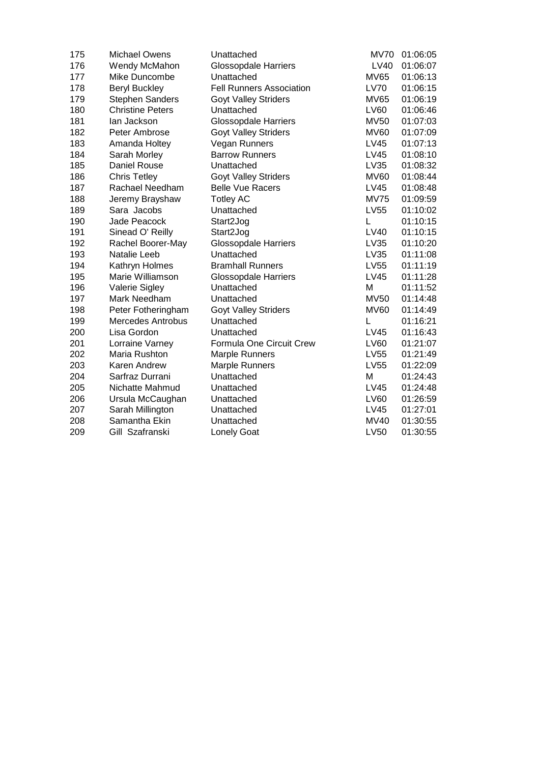| | | | | |
|---|---|---|---|---|
| 175 | Michael Owens | Unattached | MV70 | 01:06:05 |
| 176 | Wendy McMahon | Glossopdale Harriers | LV40 | 01:06:07 |
| 177 | Mike Duncombe | Unattached | MV65 | 01:06:13 |
| 178 | Beryl Buckley | Fell Runners Association | LV70 | 01:06:15 |
| 179 | Stephen Sanders | Goyt Valley Striders | MV65 | 01:06:19 |
| 180 | Christine Peters | Unattached | LV60 | 01:06:46 |
| 181 | Ian Jackson | Glossopdale Harriers | MV50 | 01:07:03 |
| 182 | Peter Ambrose | Goyt Valley Striders | MV60 | 01:07:09 |
| 183 | Amanda Holtey | Vegan Runners | LV45 | 01:07:13 |
| 184 | Sarah Morley | Barrow Runners | LV45 | 01:08:10 |
| 185 | Daniel Rouse | Unattached | LV35 | 01:08:32 |
| 186 | Chris Tetley | Goyt Valley Striders | MV60 | 01:08:44 |
| 187 | Rachael Needham | Belle Vue Racers | LV45 | 01:08:48 |
| 188 | Jeremy Brayshaw | Totley AC | MV75 | 01:09:59 |
| 189 | Sara Jacobs | Unattached | LV55 | 01:10:02 |
| 190 | Jade Peacock | Start2Jog | L | 01:10:15 |
| 191 | Sinead O' Reilly | Start2Jog | LV40 | 01:10:15 |
| 192 | Rachel Boorer-May | Glossopdale Harriers | LV35 | 01:10:20 |
| 193 | Natalie Leeb | Unattached | LV35 | 01:11:08 |
| 194 | Kathryn Holmes | Bramhall Runners | LV55 | 01:11:19 |
| 195 | Marie Williamson | Glossopdale Harriers | LV45 | 01:11:28 |
| 196 | Valerie Sigley | Unattached | M | 01:11:52 |
| 197 | Mark Needham | Unattached | MV50 | 01:14:48 |
| 198 | Peter Fotheringham | Goyt Valley Striders | MV60 | 01:14:49 |
| 199 | Mercedes Antrobus | Unattached | L | 01:16:21 |
| 200 | Lisa Gordon | Unattached | LV45 | 01:16:43 |
| 201 | Lorraine Varney | Formula One Circuit Crew | LV60 | 01:21:07 |
| 202 | Maria Rushton | Marple Runners | LV55 | 01:21:49 |
| 203 | Karen Andrew | Marple Runners | LV55 | 01:22:09 |
| 204 | Sarfraz Durrani | Unattached | M | 01:24:43 |
| 205 | Nichatte Mahmud | Unattached | LV45 | 01:24:48 |
| 206 | Ursula McCaughan | Unattached | LV60 | 01:26:59 |
| 207 | Sarah Millington | Unattached | LV45 | 01:27:01 |
| 208 | Samantha Ekin | Unattached | MV40 | 01:30:55 |
| 209 | Gill Szafranski | Lonely Goat | LV50 | 01:30:55 |